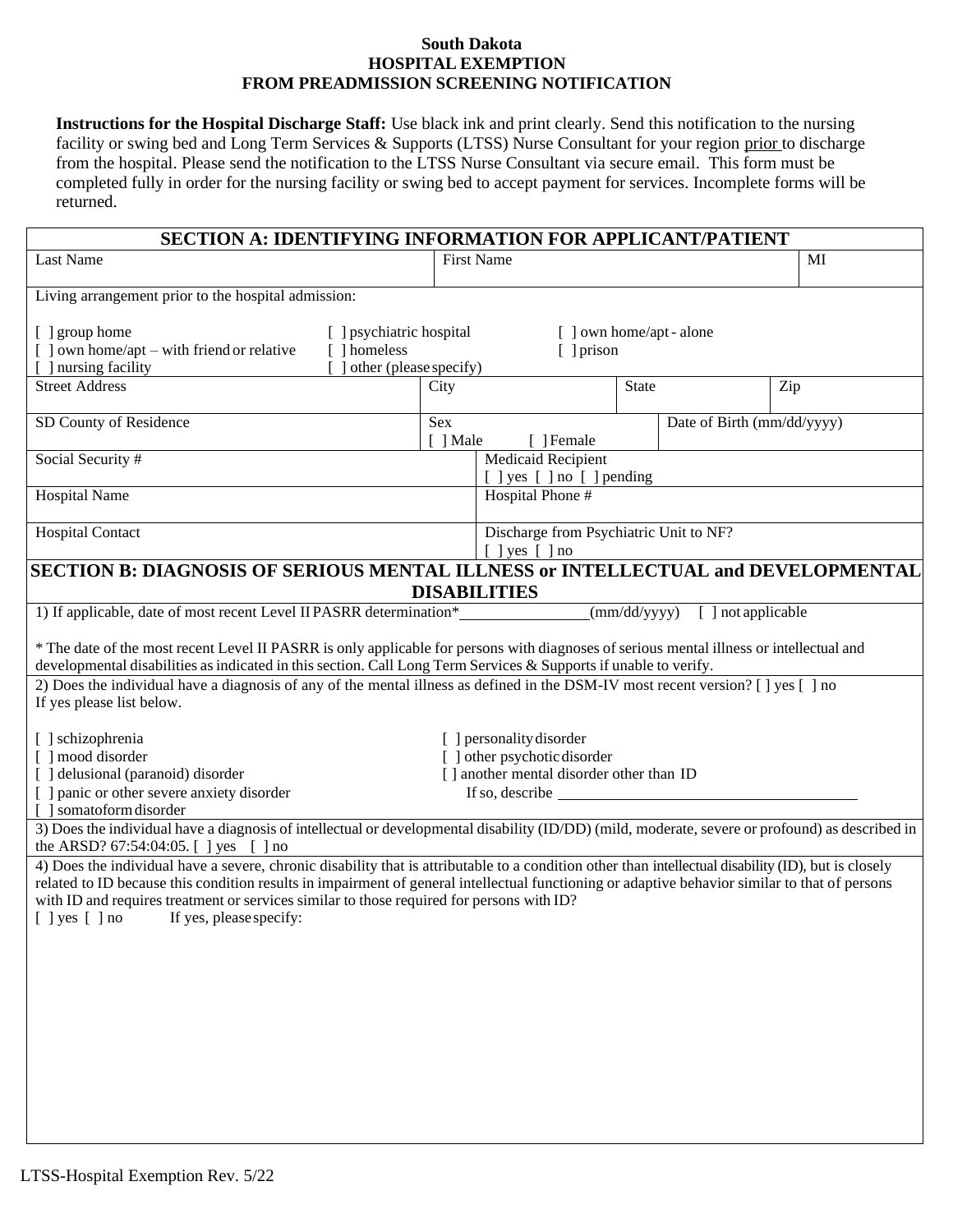**South Dakota**
**HOSPITAL EXEMPTION**
**FROM PREADMISSION SCREENING NOTIFICATION**

**Instructions for the Hospital Discharge Staff:** Use black ink and print clearly. Send this notification to the nursing facility or swing bed and Long Term Services & Supports (LTSS) Nurse Consultant for your region prior to discharge from the hospital. Please send the notification to the LTSS Nurse Consultant via secure email. This form must be completed fully in order for the nursing facility or swing bed to accept payment for services. Incomplete forms will be returned.

## SECTION A: IDENTIFYING INFORMATION FOR APPLICANT/PATIENT

| Last Name | First Name | MI |
|---|---|---|
| | | |

Living arrangement prior to the hospital admission:

[ ] group home
[ ] own home/apt – with friend or relative
[ ] nursing facility
[ ] psychiatric hospital
[ ] homeless
[ ] other (please specify)
[ ] own home/apt - alone
[ ] prison

| Street Address | City | State | Zip |
|---|---|---|---|
| | | | |

| SD County of Residence | Sex<br>[ ] Male [ ] Female | Date of Birth (mm/dd/yyyy) |
|---|---|---|

| Social Security # | Medicaid Recipient<br>[ ] yes [ ] no [ ] pending |
|---|---|
| Hospital Name | Hospital Phone # |
| Hospital Contact | Discharge from Psychiatric Unit to NF?<br>[ ] yes [ ] no |

## SECTION B: DIAGNOSIS OF SERIOUS MENTAL ILLNESS or INTELLECTUAL and DEVELOPMENTAL DISABILITIES

1) If applicable, date of most recent Level II PASRR determination*\_\_\_\_\_\_\_\_\_\_\_\_\_\_(mm/dd/yyyy) [ ] not applicable

\* The date of the most recent Level II PASRR is only applicable for persons with diagnoses of serious mental illness or intellectual and developmental disabilities as indicated in this section. Call Long Term Services & Supports if unable to verify.

2) Does the individual have a diagnosis of any of the mental illness as defined in the DSM-IV most recent version? [ ] yes [ ] no
If yes please list below.

[ ] schizophrenia
[ ] mood disorder
[ ] delusional (paranoid) disorder
[ ] panic or other severe anxiety disorder
[ ] somatoform disorder
[ ] personality disorder
[ ] other psychotic disorder
[ ] another mental disorder other than ID
If so, describe \_\_\_\_\_\_\_\_\_\_\_\_\_\_\_\_\_\_\_\_\_\_\_\_\_\_\_\_\_\_

3) Does the individual have a diagnosis of intellectual or developmental disability (ID/DD) (mild, moderate, severe or profound) as described in the ARSD? 67:54:04:05. [ ] yes [ ] no

4) Does the individual have a severe, chronic disability that is attributable to a condition other than intellectual disability (ID), but is closely related to ID because this condition results in impairment of general intellectual functioning or adaptive behavior similar to that of persons with ID and requires treatment or services similar to those required for persons with ID?
[ ] yes [ ] no If yes, please specify:

LTSS-Hospital Exemption Rev. 5/22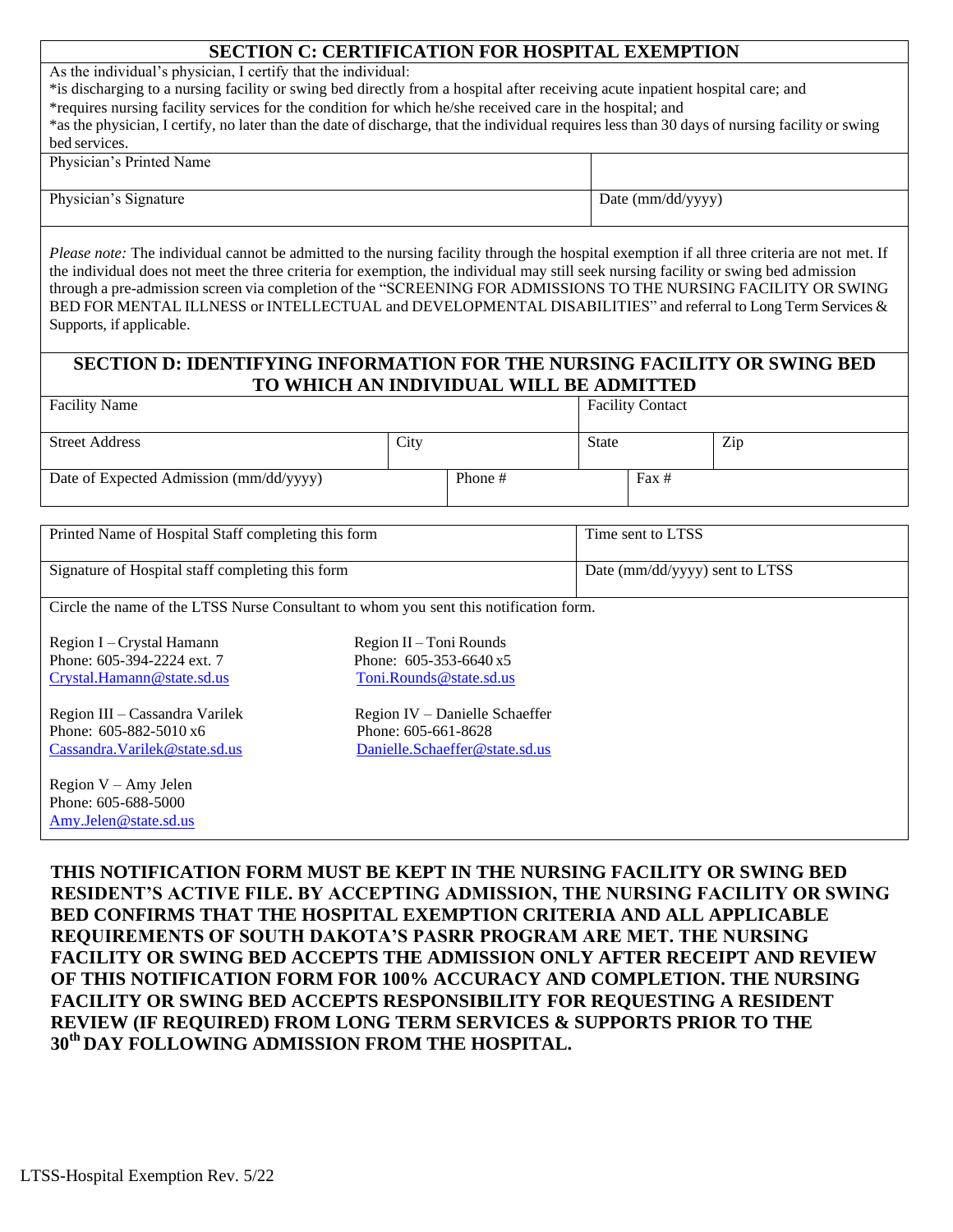## SECTION C: CERTIFICATION FOR HOSPITAL EXEMPTION

As the individual's physician, I certify that the individual:

*is discharging to a nursing facility or swing bed directly from a hospital after receiving acute inpatient hospital care; and

*requires nursing facility services for the condition for which he/she received care in the hospital; and

*as the physician, I certify, no later than the date of discharge, that the individual requires less than 30 days of nursing facility or swing bed services.

| | |
|---|---|
| Physician's Printed Name | |
| Physician's Signature | Date (mm/dd/yyyy) |

*Please note:* The individual cannot be admitted to the nursing facility through the hospital exemption if all three criteria are not met. If the individual does not meet the three criteria for exemption, the individual may still seek nursing facility or swing bed admission through a pre-admission screen via completion of the "SCREENING FOR ADMISSIONS TO THE NURSING FACILITY OR SWING BED FOR MENTAL ILLNESS or INTELLECTUAL and DEVELOPMENTAL DISABILITIES" and referral to Long Term Services & Supports, if applicable.

## SECTION D: IDENTIFYING INFORMATION FOR THE NURSING FACILITY OR SWING BED TO WHICH AN INDIVIDUAL WILL BE ADMITTED

| | | | |
|---|---|---|---|
| Facility Name | | Facility Contact | |
| Street Address | City | State | Zip |
| Date of Expected Admission (mm/dd/yyyy) | Phone # | Fax # | |

| | |
|---|---|
| Printed Name of Hospital Staff completing this form | Time sent to LTSS |
| Signature of Hospital staff completing this form | Date (mm/dd/yyyy) sent to LTSS |

Circle the name of the LTSS Nurse Consultant to whom you sent this notification form.

Region I – Crystal Hamann
Phone: 605-394-2224 ext. 7
Crystal.Hamann@state.sd.us

Region II – Toni Rounds
Phone: 605-353-6640 x5
Toni.Rounds@state.sd.us

Region III – Cassandra Varilek
Phone: 605-882-5010 x6
Cassandra.Varilek@state.sd.us

Region IV – Danielle Schaeffer
Phone: 605-661-8628
Danielle.Schaeffer@state.sd.us

Region V – Amy Jelen
Phone: 605-688-5000
Amy.Jelen@state.sd.us

**THIS NOTIFICATION FORM MUST BE KEPT IN THE NURSING FACILITY OR SWING BED RESIDENT'S ACTIVE FILE. BY ACCEPTING ADMISSION, THE NURSING FACILITY OR SWING BED CONFIRMS THAT THE HOSPITAL EXEMPTION CRITERIA AND ALL APPLICABLE REQUIREMENTS OF SOUTH DAKOTA'S PASRR PROGRAM ARE MET. THE NURSING FACILITY OR SWING BED ACCEPTS THE ADMISSION ONLY AFTER RECEIPT AND REVIEW OF THIS NOTIFICATION FORM FOR 100% ACCURACY AND COMPLETION. THE NURSING FACILITY OR SWING BED ACCEPTS RESPONSIBILITY FOR REQUESTING A RESIDENT REVIEW (IF REQUIRED) FROM LONG TERM SERVICES & SUPPORTS PRIOR TO THE 30th DAY FOLLOWING ADMISSION FROM THE HOSPITAL.**

LTSS-Hospital Exemption Rev. 5/22